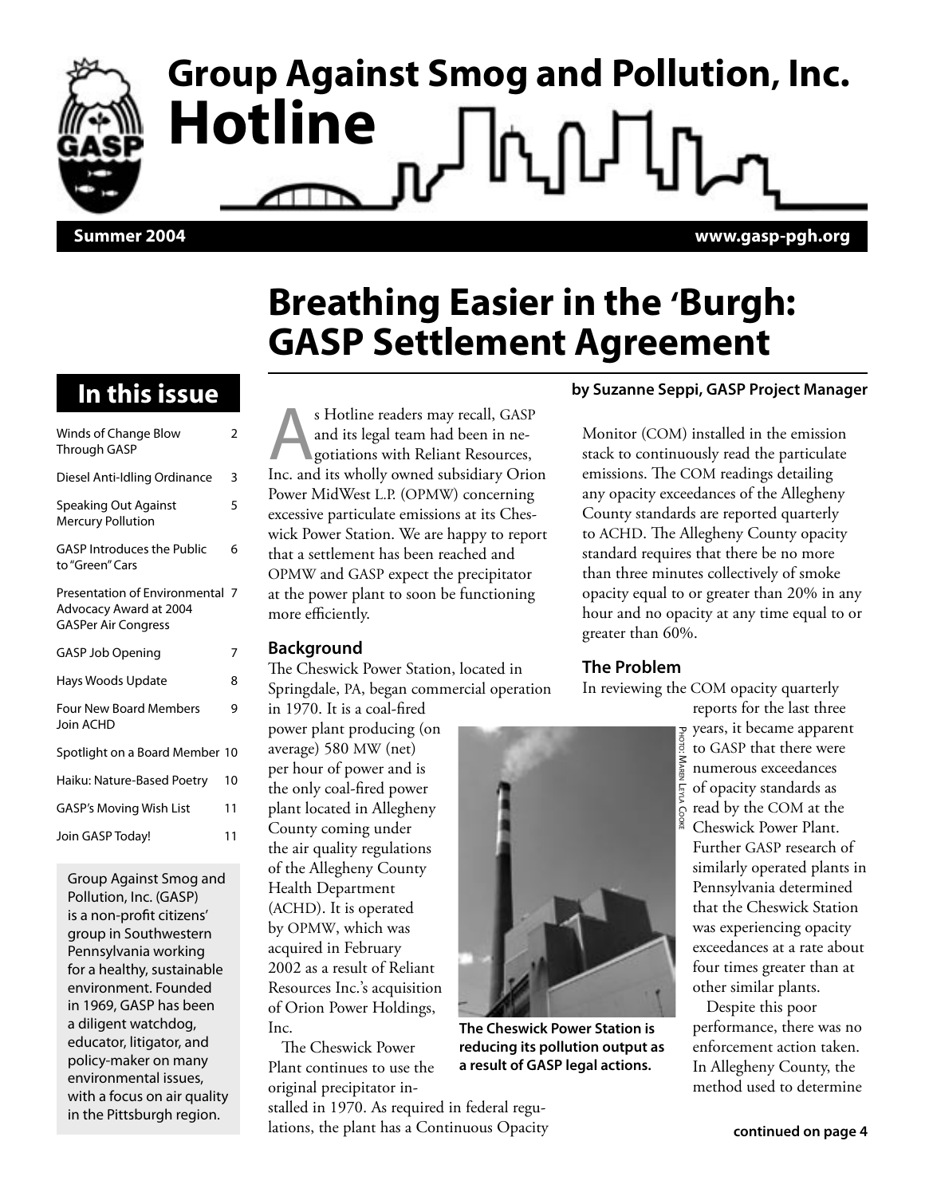# Group Against Smog and Pollution, Inc. Hotline

**Summer 2004** **www.gasp-pgh.org**

## In this issue

| | |
|---|---|
| Winds of Change Blow Through GASP | 2 |
| Diesel Anti-Idling Ordinance | 3 |
| Speaking Out Against Mercury Pollution | 5 |
| GASP Introduces the Public to "Green" Cars | 6 |
| Presentation of Environmental Advocacy Award at 2004 GASPer Air Congress | 7 |
| GASP Job Opening | 7 |
| Hays Woods Update | 8 |
| Four New Board Members Join ACHD | 9 |
| Spotlight on a Board Member | 10 |
| Haiku: Nature-Based Poetry | 10 |
| GASP's Moving Wish List | 11 |
| Join GASP Today! | 11 |

Group Against Smog and Pollution, Inc. (GASP) is a non-profit citizens' group in Southwestern Pennsylvania working for a healthy, sustainable environment. Founded in 1969, GASP has been a diligent watchdog, educator, litigator, and policy-maker on many environmental issues, with a focus on air quality in the Pittsburgh region.

# Breathing Easier in the 'Burgh: GASP Settlement Agreement

**by Suzanne Seppi, GASP Project Manager**

As Hotline readers may recall, GASP and its legal team had been in negotiations with Reliant Resources, Inc. and its wholly owned subsidiary Orion Power MidWest L.P. (OPMW) concerning excessive particulate emissions at its Cheswick Power Station. We are happy to report that a settlement has been reached and OPMW and GASP expect the precipitator at the power plant to soon be functioning more efficiently.

### Background

The Cheswick Power Station, located in Springdale, PA, began commercial operation in 1970. It is a coal-fired power plant producing (on average) 580 MW (net) per hour of power and is the only coal-fired power plant located in Allegheny County coming under the air quality regulations of the Allegheny County Health Department (ACHD). It is operated by OPMW, which was acquired in February 2002 as a result of Reliant Resources Inc.'s acquisition of Orion Power Holdings, Inc.

The Cheswick Power Plant continues to use the original precipitator installed in 1970. As required in federal regulations, the plant has a Continuous Opacity Monitor (COM) installed in the emission stack to continuously read the particulate emissions. The COM readings detailing any opacity exceedances of the Allegheny County standards are reported quarterly to ACHD. The Allegheny County opacity standard requires that there be no more than three minutes collectively of smoke opacity equal to or greater than 20% in any hour and no opacity at any time equal to or greater than 60%.

Photo: Maren Leyla Cooke

The Cheswick Power Station is reducing its pollution output as a result of GASP legal actions.

### The Problem

In reviewing the COM opacity quarterly reports for the last three years, it became apparent to GASP that there were numerous exceedances of opacity standards as read by the COM at the Cheswick Power Plant. Further GASP research of similarly operated plants in Pennsylvania determined that the Cheswick Station was experiencing opacity exceedances at a rate about four times greater than at other similar plants.

Despite this poor performance, there was no enforcement action taken. In Allegheny County, the method used to determine

**continued on page 4**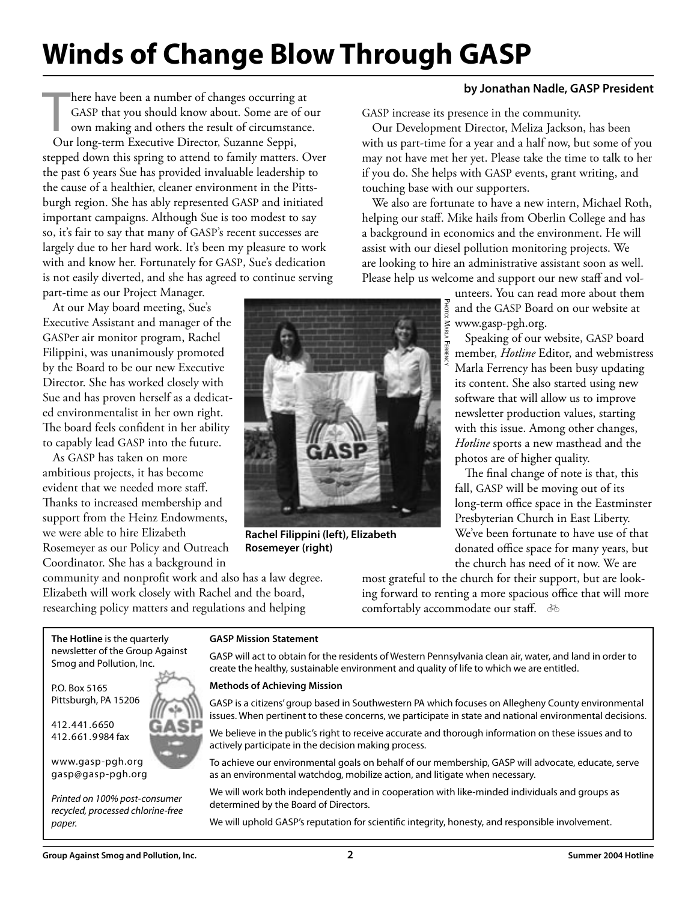# Winds of Change Blow Through GASP

**by Jonathan Nadle, GASP President**

There have been a number of changes occurring at GASP that you should know about. Some are of our own making and others the result of circumstance. Our long-term Executive Director, Suzanne Seppi, stepped down this spring to attend to family matters. Over the past 6 years Sue has provided invaluable leadership to the cause of a healthier, cleaner environment in the Pittsburgh region. She has ably represented GASP and initiated important campaigns. Although Sue is too modest to say so, it's fair to say that many of GASP's recent successes are largely due to her hard work. It's been my pleasure to work with and know her. Fortunately for GASP, Sue's dedication is not easily diverted, and she has agreed to continue serving part-time as our Project Manager.

At our May board meeting, Sue's Executive Assistant and manager of the GASPer air monitor program, Rachel Filippini, was unanimously promoted by the Board to be our new Executive Director. She has worked closely with Sue and has proven herself as a dedicated environmentalist in her own right. The board feels confident in her ability to capably lead GASP into the future.

As GASP has taken on more ambitious projects, it has become evident that we needed more staff. Thanks to increased membership and support from the Heinz Endowments, we were able to hire Elizabeth Rosemeyer as our Policy and Outreach Coordinator. She has a background in community and nonprofit work and also has a law degree. Elizabeth will work closely with Rachel and the board, researching policy matters and regulations and helping GASP increase its presence in the community.

Photo: Marla Ferrency

**Rachel Filippini (left), Elizabeth Rosemeyer (right)**

Our Development Director, Meliza Jackson, has been with us part-time for a year and a half now, but some of you may not have met her yet. Please take the time to talk to her if you do. She helps with GASP events, grant writing, and touching base with our supporters.

We also are fortunate to have a new intern, Michael Roth, helping our staff. Mike hails from Oberlin College and has a background in economics and the environment. He will assist with our diesel pollution monitoring projects. We are looking to hire an administrative assistant soon as well. Please help us welcome and support our new staff and volunteers. You can read more about them and the GASP Board on our website at www.gasp-pgh.org.

Speaking of our website, GASP board member, *Hotline* Editor, and webmistress Marla Ferrency has been busy updating its content. She also started using new software that will allow us to improve newsletter production values, starting with this issue. Among other changes, *Hotline* sports a new masthead and the photos are of higher quality.

The final change of note is that, this fall, GASP will be moving out of its long-term office space in the Eastminster Presbyterian Church in East Liberty. We've been fortunate to have use of that donated office space for many years, but the church has need of it now. We are most grateful to the church for their support, but are looking forward to renting a more spacious office that will more comfortably accommodate our staff.

---

**The Hotline** is the quarterly newsletter of the Group Against Smog and Pollution, Inc.

P.O. Box 5165
Pittsburgh, PA 15206

412.441.6650
412.661.9984 fax

www.gasp-pgh.org
gasp@gasp-pgh.org

*Printed on 100% post-consumer recycled, processed chlorine-free paper.*

**GASP Mission Statement**

GASP will act to obtain for the residents of Western Pennsylvania clean air, water, and land in order to create the healthy, sustainable environment and quality of life to which we are entitled.

**Methods of Achieving Mission**

GASP is a citizens' group based in Southwestern PA which focuses on Allegheny County environmental issues. When pertinent to these concerns, we participate in state and national environmental decisions.

We believe in the public's right to receive accurate and thorough information on these issues and to actively participate in the decision making process.

To achieve our environmental goals on behalf of our membership, GASP will advocate, educate, serve as an environmental watchdog, mobilize action, and litigate when necessary.

We will work both independently and in cooperation with like-minded individuals and groups as determined by the Board of Directors.

We will uphold GASP's reputation for scientific integrity, honesty, and responsible involvement.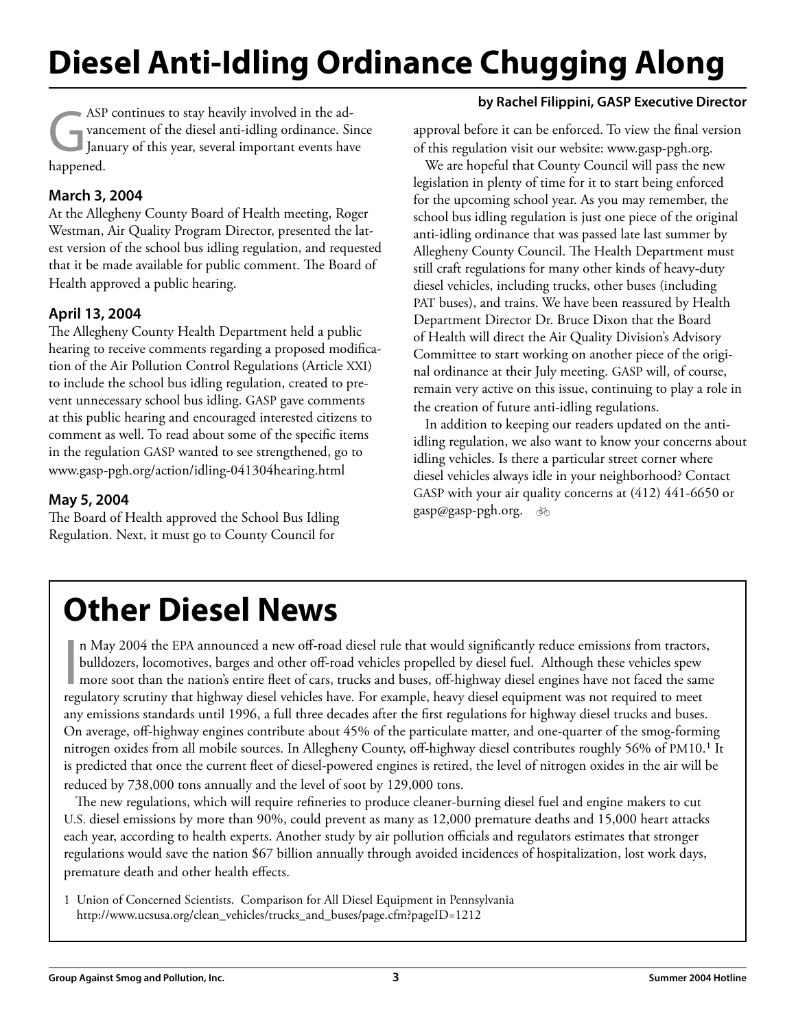# Diesel Anti-Idling Ordinance Chugging Along

**by Rachel Filippini, GASP Executive Director**

GASP continues to stay heavily involved in the advancement of the diesel anti-idling ordinance. Since January of this year, several important events have happened.

### March 3, 2004

At the Allegheny County Board of Health meeting, Roger Westman, Air Quality Program Director, presented the latest version of the school bus idling regulation, and requested that it be made available for public comment. The Board of Health approved a public hearing.

### April 13, 2004

The Allegheny County Health Department held a public hearing to receive comments regarding a proposed modification of the Air Pollution Control Regulations (Article XXI) to include the school bus idling regulation, created to prevent unnecessary school bus idling. GASP gave comments at this public hearing and encouraged interested citizens to comment as well. To read about some of the specific items in the regulation GASP wanted to see strengthened, go to www.gasp-pgh.org/action/idling-041304hearing.html

### May 5, 2004

The Board of Health approved the School Bus Idling Regulation. Next, it must go to County Council for approval before it can be enforced. To view the final version of this regulation visit our website: www.gasp-pgh.org.

We are hopeful that County Council will pass the new legislation in plenty of time for it to start being enforced for the upcoming school year. As you may remember, the school bus idling regulation is just one piece of the original anti-idling ordinance that was passed late last summer by Allegheny County Council. The Health Department must still craft regulations for many other kinds of heavy-duty diesel vehicles, including trucks, other buses (including PAT buses), and trains. We have been reassured by Health Department Director Dr. Bruce Dixon that the Board of Health will direct the Air Quality Division's Advisory Committee to start working on another piece of the original ordinance at their July meeting. GASP will, of course, remain very active on this issue, continuing to play a role in the creation of future anti-idling regulations.

In addition to keeping our readers updated on the anti-idling regulation, we also want to know your concerns about idling vehicles. Is there a particular street corner where diesel vehicles always idle in your neighborhood? Contact GASP with your air quality concerns at (412) 441-6650 or gasp@gasp-pgh.org.

# Other Diesel News

In May 2004 the EPA announced a new off-road diesel rule that would significantly reduce emissions from tractors, bulldozers, locomotives, barges and other off-road vehicles propelled by diesel fuel. Although these vehicles spew more soot than the nation's entire fleet of cars, trucks and buses, off-highway diesel engines have not faced the same regulatory scrutiny that highway diesel vehicles have. For example, heavy diesel equipment was not required to meet any emissions standards until 1996, a full three decades after the first regulations for highway diesel trucks and buses. On average, off-highway engines contribute about 45% of the particulate matter, and one-quarter of the smog-forming nitrogen oxides from all mobile sources. In Allegheny County, off-highway diesel contributes roughly 56% of PM10.[1] It is predicted that once the current fleet of diesel-powered engines is retired, the level of nitrogen oxides in the air will be reduced by 738,000 tons annually and the level of soot by 129,000 tons.

The new regulations, which will require refineries to produce cleaner-burning diesel fuel and engine makers to cut U.S. diesel emissions by more than 90%, could prevent as many as 12,000 premature deaths and 15,000 heart attacks each year, according to health experts. Another study by air pollution officials and regulators estimates that stronger regulations would save the nation $67 billion annually through avoided incidences of hospitalization, lost work days, premature death and other health effects.

1 Union of Concerned Scientists. Comparison for All Diesel Equipment in Pennsylvania http://www.ucsusa.org/clean_vehicles/trucks_and_buses/page.cfm?pageID=1212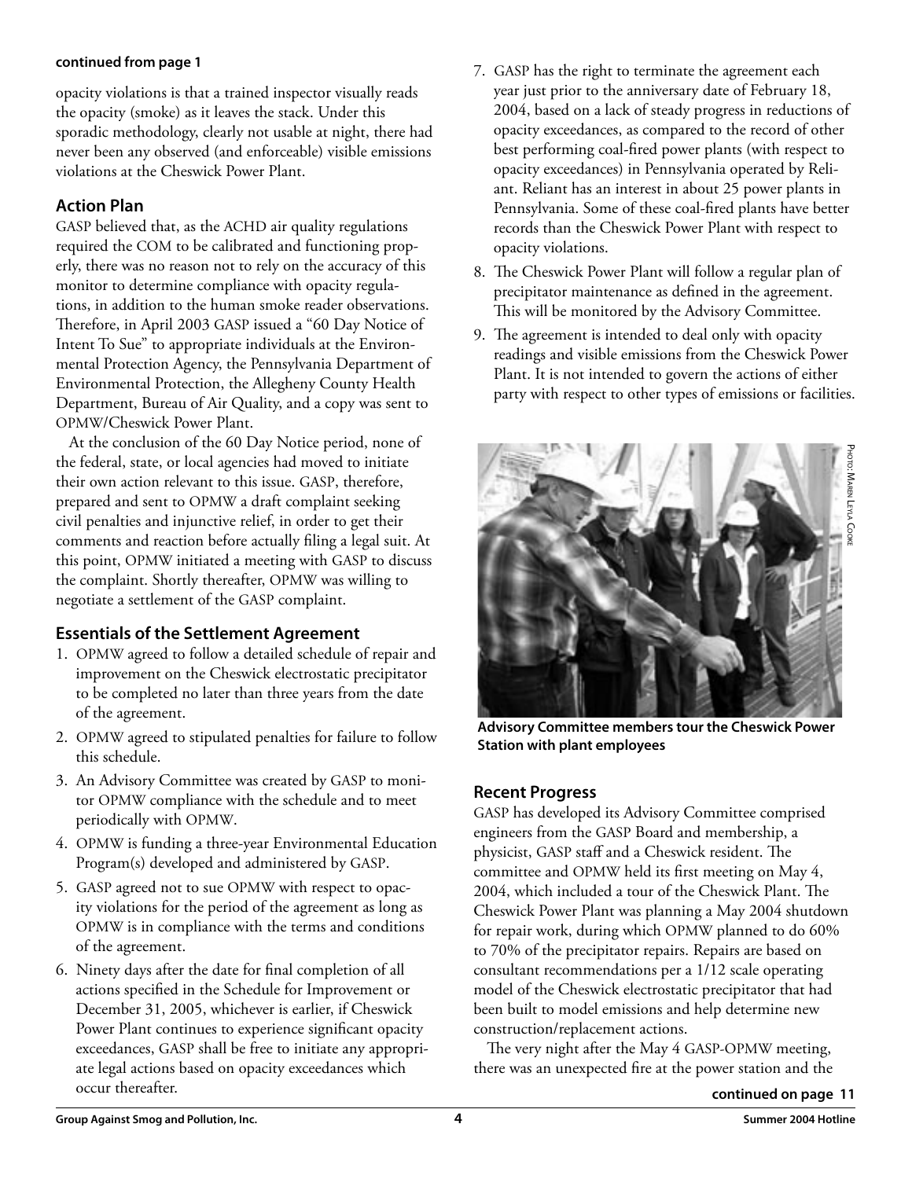**continued from page 1**

opacity violations is that a trained inspector visually reads the opacity (smoke) as it leaves the stack. Under this sporadic methodology, clearly not usable at night, there had never been any observed (and enforceable) visible emissions violations at the Cheswick Power Plant.

## Action Plan

GASP believed that, as the ACHD air quality regulations required the COM to be calibrated and functioning properly, there was no reason not to rely on the accuracy of this monitor to determine compliance with opacity regulations, in addition to the human smoke reader observations. Therefore, in April 2003 GASP issued a "60 Day Notice of Intent To Sue" to appropriate individuals at the Environmental Protection Agency, the Pennsylvania Department of Environmental Protection, the Allegheny County Health Department, Bureau of Air Quality, and a copy was sent to OPMW/Cheswick Power Plant.

At the conclusion of the 60 Day Notice period, none of the federal, state, or local agencies had moved to initiate their own action relevant to this issue. GASP, therefore, prepared and sent to OPMW a draft complaint seeking civil penalties and injunctive relief, in order to get their comments and reaction before actually filing a legal suit. At this point, OPMW initiated a meeting with GASP to discuss the complaint. Shortly thereafter, OPMW was willing to negotiate a settlement of the GASP complaint.

## Essentials of the Settlement Agreement

1. OPMW agreed to follow a detailed schedule of repair and improvement on the Cheswick electrostatic precipitator to be completed no later than three years from the date of the agreement.
2. OPMW agreed to stipulated penalties for failure to follow this schedule.
3. An Advisory Committee was created by GASP to monitor OPMW compliance with the schedule and to meet periodically with OPMW.
4. OPMW is funding a three-year Environmental Education Program(s) developed and administered by GASP.
5. GASP agreed not to sue OPMW with respect to opacity violations for the period of the agreement as long as OPMW is in compliance with the terms and conditions of the agreement.
6. Ninety days after the date for final completion of all actions specified in the Schedule for Improvement or December 31, 2005, whichever is earlier, if Cheswick Power Plant continues to experience significant opacity exceedances, GASP shall be free to initiate any appropriate legal actions based on opacity exceedances which occur thereafter.
7. GASP has the right to terminate the agreement each year just prior to the anniversary date of February 18, 2004, based on a lack of steady progress in reductions of opacity exceedances, as compared to the record of other best performing coal-fired power plants (with respect to opacity exceedances) in Pennsylvania operated by Reliant. Reliant has an interest in about 25 power plants in Pennsylvania. Some of these coal-fired plants have better records than the Cheswick Power Plant with respect to opacity violations.
8. The Cheswick Power Plant will follow a regular plan of precipitator maintenance as defined in the agreement. This will be monitored by the Advisory Committee.
9. The agreement is intended to deal only with opacity readings and visible emissions from the Cheswick Power Plant. It is not intended to govern the actions of either party with respect to other types of emissions or facilities.

Photo: Maren Leyla Cooke

**Advisory Committee members tour the Cheswick Power Station with plant employees**

## Recent Progress

GASP has developed its Advisory Committee comprised engineers from the GASP Board and membership, a physicist, GASP staff and a Cheswick resident. The committee and OPMW held its first meeting on May 4, 2004, which included a tour of the Cheswick Plant. The Cheswick Power Plant was planning a May 2004 shutdown for repair work, during which OPMW planned to do 60% to 70% of the precipitator repairs. Repairs are based on consultant recommendations per a 1/12 scale operating model of the Cheswick electrostatic precipitator that had been built to model emissions and help determine new construction/replacement actions.

The very night after the May 4 GASP-OPMW meeting, there was an unexpected fire at the power station and the

**continued on page 11**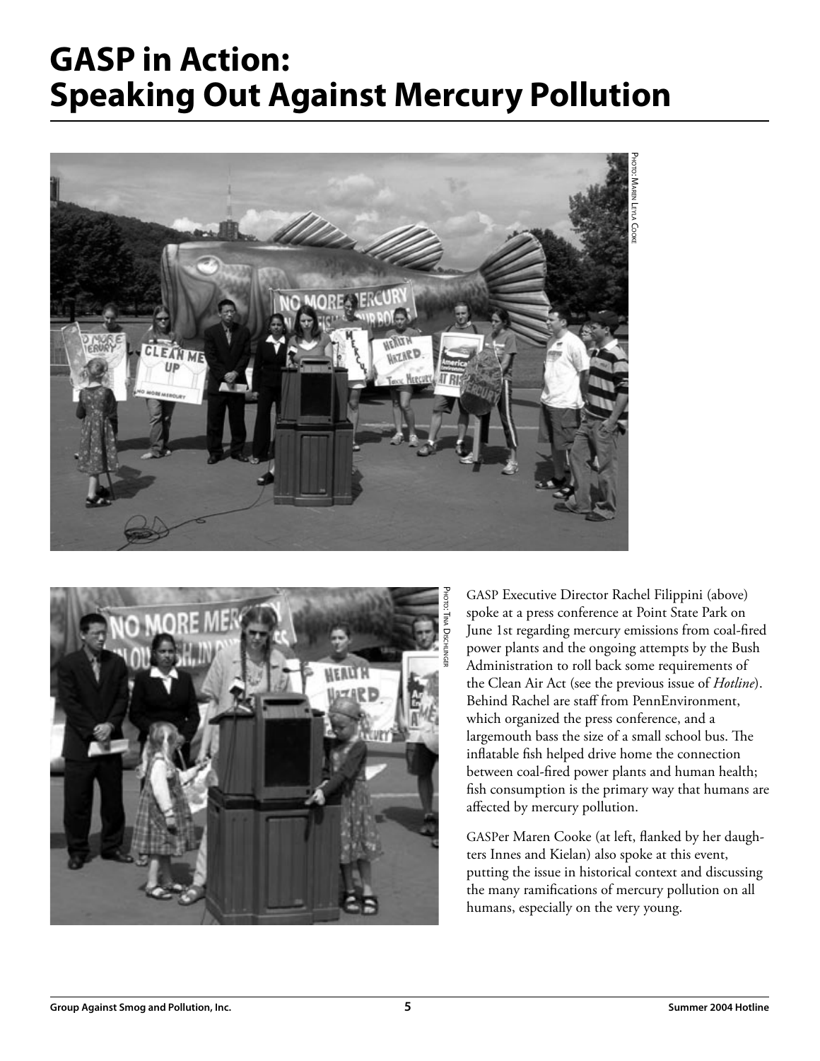# GASP in Action: Speaking Out Against Mercury Pollution

Photo: Maren Leyla Cooke

Photo: Tina Dischlinger

GASP Executive Director Rachel Filippini (above) spoke at a press conference at Point State Park on June 1st regarding mercury emissions from coal-fired power plants and the ongoing attempts by the Bush Administration to roll back some requirements of the Clean Air Act (see the previous issue of *Hotline*). Behind Rachel are staff from PennEnvironment, which organized the press conference, and a largemouth bass the size of a small school bus. The inflatable fish helped drive home the connection between coal-fired power plants and human health; fish consumption is the primary way that humans are affected by mercury pollution.

GASPer Maren Cooke (at left, flanked by her daughters Innes and Kielan) also spoke at this event, putting the issue in historical context and discussing the many ramifications of mercury pollution on all humans, especially on the very young.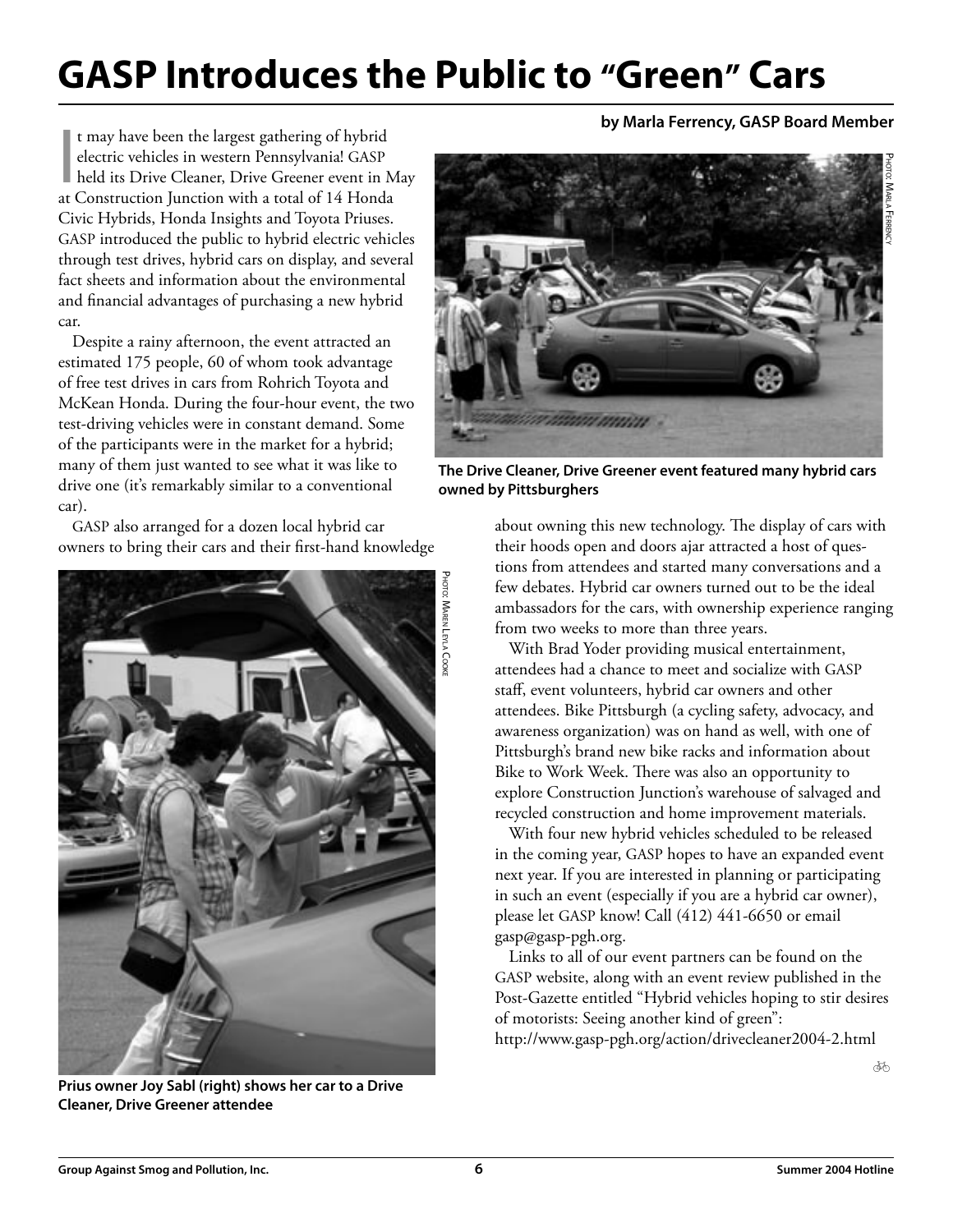# GASP Introduces the Public to "Green" Cars

**by Marla Ferrency, GASP Board Member**

It may have been the largest gathering of hybrid electric vehicles in western Pennsylvania! GASP held its Drive Cleaner, Drive Greener event in May at Construction Junction with a total of 14 Honda Civic Hybrids, Honda Insights and Toyota Priuses. GASP introduced the public to hybrid electric vehicles through test drives, hybrid cars on display, and several fact sheets and information about the environmental and financial advantages of purchasing a new hybrid car.

Despite a rainy afternoon, the event attracted an estimated 175 people, 60 of whom took advantage of free test drives in cars from Rohrich Toyota and McKean Honda. During the four-hour event, the two test-driving vehicles were in constant demand. Some of the participants were in the market for a hybrid; many of them just wanted to see what it was like to drive one (it's remarkably similar to a conventional car).

GASP also arranged for a dozen local hybrid car owners to bring their cars and their first-hand knowledge about owning this new technology. The display of cars with their hoods open and doors ajar attracted a host of questions from attendees and started many conversations and a few debates. Hybrid car owners turned out to be the ideal ambassadors for the cars, with ownership experience ranging from two weeks to more than three years.

Photo: Marla Ferrency

**The Drive Cleaner, Drive Greener event featured many hybrid cars owned by Pittsburghers**

Photo: Maren Leyla Cooke

**Prius owner Joy Sabl (right) shows her car to a Drive Cleaner, Drive Greener attendee**

With Brad Yoder providing musical entertainment, attendees had a chance to meet and socialize with GASP staff, event volunteers, hybrid car owners and other attendees. Bike Pittsburgh (a cycling safety, advocacy, and awareness organization) was on hand as well, with one of Pittsburgh's brand new bike racks and information about Bike to Work Week. There was also an opportunity to explore Construction Junction's warehouse of salvaged and recycled construction and home improvement materials.

With four new hybrid vehicles scheduled to be released in the coming year, GASP hopes to have an expanded event next year. If you are interested in planning or participating in such an event (especially if you are a hybrid car owner), please let GASP know! Call (412) 441-6650 or email gasp@gasp-pgh.org.

Links to all of our event partners can be found on the GASP website, along with an event review published in the Post-Gazette entitled "Hybrid vehicles hoping to stir desires of motorists: Seeing another kind of green": http://www.gasp-pgh.org/action/drivecleaner2004-2.html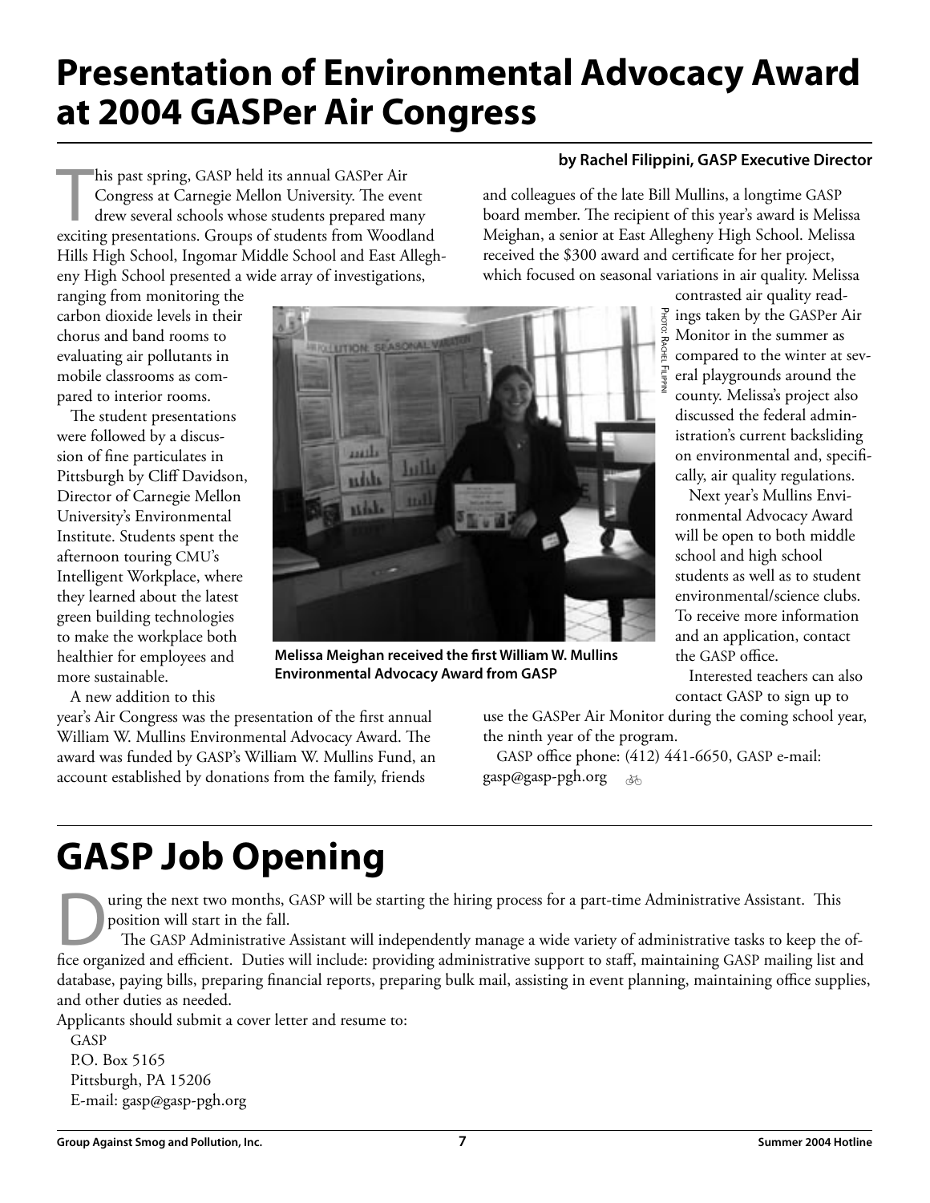# Presentation of Environmental Advocacy Award at 2004 GASPer Air Congress

**by Rachel Filippini, GASP Executive Director**

This past spring, GASP held its annual GASPer Air Congress at Carnegie Mellon University. The event drew several schools whose students prepared many exciting presentations. Groups of students from Woodland Hills High School, Ingomar Middle School and East Allegheny High School presented a wide array of investigations, ranging from monitoring the carbon dioxide levels in their chorus and band rooms to evaluating air pollutants in mobile classrooms as compared to interior rooms.

The student presentations were followed by a discussion of fine particulates in Pittsburgh by Cliff Davidson, Director of Carnegie Mellon University's Environmental Institute. Students spent the afternoon touring CMU's Intelligent Workplace, where they learned about the latest green building technologies to make the workplace both healthier for employees and more sustainable.

A new addition to this year's Air Congress was the presentation of the first annual William W. Mullins Environmental Advocacy Award. The award was funded by GASP's William W. Mullins Fund, an account established by donations from the family, friends and colleagues of the late Bill Mullins, a longtime GASP board member. The recipient of this year's award is Melissa Meighan, a senior at East Allegheny High School. Melissa received the $300 award and certificate for her project, which focused on seasonal variations in air quality. Melissa contrasted air quality readings taken by the GASPer Air Monitor in the summer as compared to the winter at several playgrounds around the county. Melissa's project also discussed the federal administration's current backsliding on environmental and, specifically, air quality regulations.

Photo: Rachel Filippini

**Melissa Meighan received the first William W. Mullins Environmental Advocacy Award from GASP**

Next year's Mullins Environmental Advocacy Award will be open to both middle school and high school students as well as to student environmental/science clubs. To receive more information and an application, contact the GASP office.

Interested teachers can also contact GASP to sign up to use the GASPer Air Monitor during the coming school year, the ninth year of the program.

GASP office phone: (412) 441-6650, GASP e-mail: gasp@gasp-pgh.org

# GASP Job Opening

During the next two months, GASP will be starting the hiring process for a part-time Administrative Assistant. This position will start in the fall.

The GASP Administrative Assistant will independently manage a wide variety of administrative tasks to keep the office organized and efficient. Duties will include: providing administrative support to staff, maintaining GASP mailing list and database, paying bills, preparing financial reports, preparing bulk mail, assisting in event planning, maintaining office supplies, and other duties as needed.

Applicants should submit a cover letter and resume to:

GASP
P.O. Box 5165
Pittsburgh, PA 15206
E-mail: gasp@gasp-pgh.org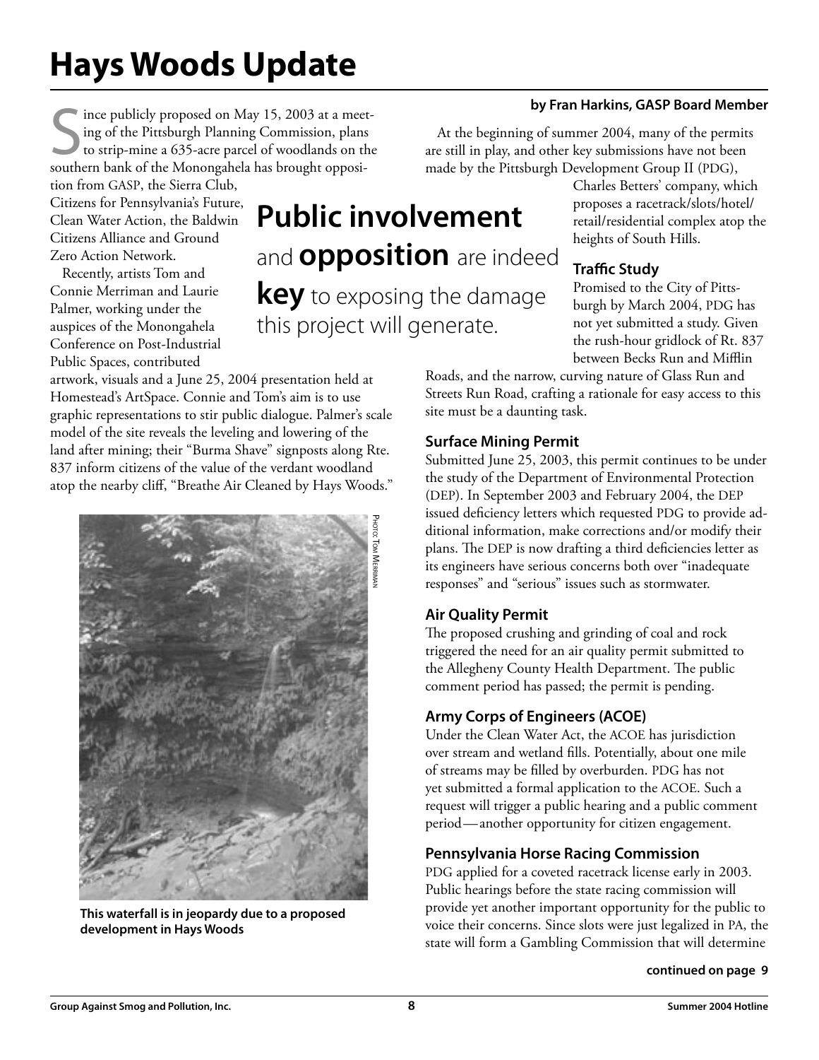# Hays Woods Update

**by Fran Harkins, GASP Board Member**

Since publicly proposed on May 15, 2003 at a meeting of the Pittsburgh Planning Commission, plans to strip-mine a 635-acre parcel of woodlands on the southern bank of the Monongahela has brought opposition from GASP, the Sierra Club, Citizens for Pennsylvania's Future, Clean Water Action, the Baldwin Citizens Alliance and Ground Zero Action Network.

Recently, artists Tom and Connie Merriman and Laurie Palmer, working under the auspices of the Monongahela Conference on Post-Industrial Public Spaces, contributed artwork, visuals and a June 25, 2004 presentation held at Homestead's ArtSpace. Connie and Tom's aim is to use graphic representations to stir public dialogue. Palmer's scale model of the site reveals the leveling and lowering of the land after mining; their "Burma Shave" signposts along Rte. 837 inform citizens of the value of the verdant woodland atop the nearby cliff, "Breathe Air Cleaned by Hays Woods."

**Public involvement** and **opposition** are indeed **key** to exposing the damage this project will generate.

Photo: Tom Merriman

**This waterfall is in jeopardy due to a proposed development in Hays Woods**

At the beginning of summer 2004, many of the permits are still in play, and other key submissions have not been made by the Pittsburgh Development Group II (PDG), Charles Betters' company, which proposes a racetrack/slots/hotel/retail/residential complex atop the heights of South Hills.

### Traffic Study

Promised to the City of Pittsburgh by March 2004, PDG has not yet submitted a study. Given the rush-hour gridlock of Rt. 837 between Becks Run and Mifflin Roads, and the narrow, curving nature of Glass Run and Streets Run Road, crafting a rationale for easy access to this site must be a daunting task.

### Surface Mining Permit

Submitted June 25, 2003, this permit continues to be under the study of the Department of Environmental Protection (DEP). In September 2003 and February 2004, the DEP issued deficiency letters which requested PDG to provide additional information, make corrections and/or modify their plans. The DEP is now drafting a third deficiencies letter as its engineers have serious concerns both over "inadequate responses" and "serious" issues such as stormwater.

### Air Quality Permit

The proposed crushing and grinding of coal and rock triggered the need for an air quality permit submitted to the Allegheny County Health Department. The public comment period has passed; the permit is pending.

### Army Corps of Engineers (ACOE)

Under the Clean Water Act, the ACOE has jurisdiction over stream and wetland fills. Potentially, about one mile of streams may be filled by overburden. PDG has not yet submitted a formal application to the ACOE. Such a request will trigger a public hearing and a public comment period—another opportunity for citizen engagement.

### Pennsylvania Horse Racing Commission

PDG applied for a coveted racetrack license early in 2003. Public hearings before the state racing commission will provide yet another important opportunity for the public to voice their concerns. Since slots were just legalized in PA, the state will form a Gambling Commission that will determine

**continued on page 9**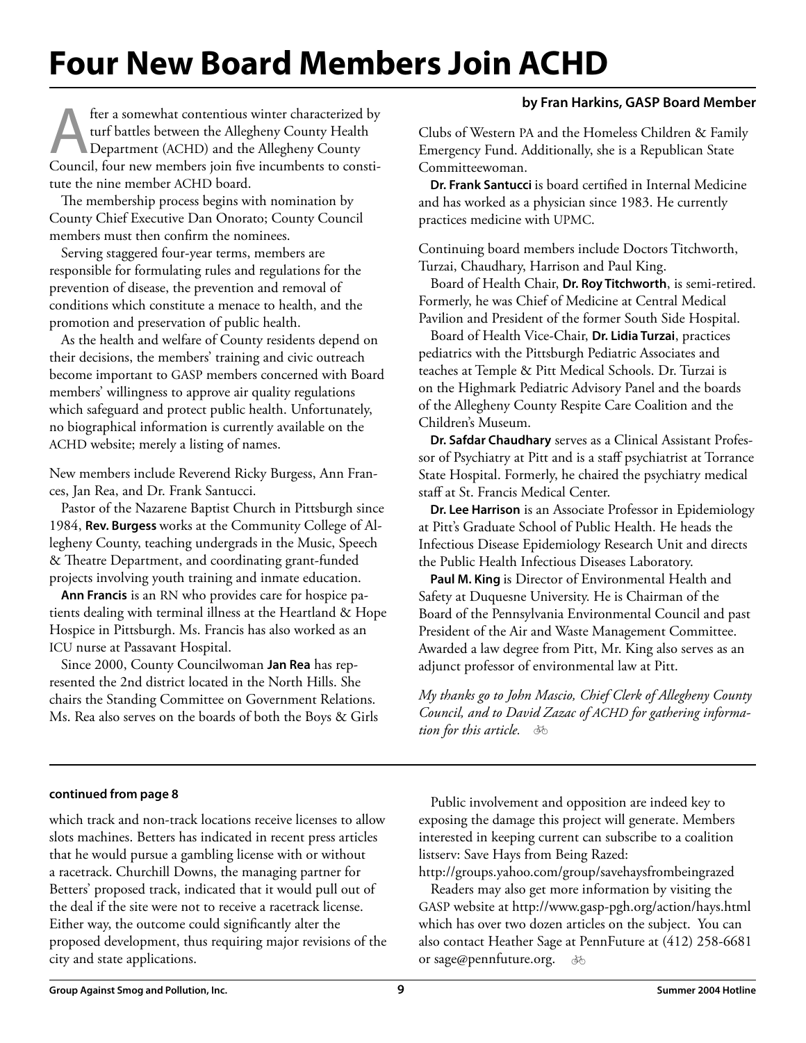# Four New Board Members Join ACHD

**by Fran Harkins, GASP Board Member**

After a somewhat contentious winter characterized by turf battles between the Allegheny County Health Department (ACHD) and the Allegheny County Council, four new members join five incumbents to constitute the nine member ACHD board.

The membership process begins with nomination by County Chief Executive Dan Onorato; County Council members must then confirm the nominees.

Serving staggered four-year terms, members are responsible for formulating rules and regulations for the prevention of disease, the prevention and removal of conditions which constitute a menace to health, and the promotion and preservation of public health.

As the health and welfare of County residents depend on their decisions, the members' training and civic outreach become important to GASP members concerned with Board members' willingness to approve air quality regulations which safeguard and protect public health. Unfortunately, no biographical information is currently available on the ACHD website; merely a listing of names.

New members include Reverend Ricky Burgess, Ann Frances, Jan Rea, and Dr. Frank Santucci.

Pastor of the Nazarene Baptist Church in Pittsburgh since 1984, **Rev. Burgess** works at the Community College of Allegheny County, teaching undergrads in the Music, Speech & Theatre Department, and coordinating grant-funded projects involving youth training and inmate education.

**Ann Francis** is an RN who provides care for hospice patients dealing with terminal illness at the Heartland & Hope Hospice in Pittsburgh. Ms. Francis has also worked as an ICU nurse at Passavant Hospital.

Since 2000, County Councilwoman **Jan Rea** has represented the 2nd district located in the North Hills. She chairs the Standing Committee on Government Relations. Ms. Rea also serves on the boards of both the Boys & Girls Clubs of Western PA and the Homeless Children & Family Emergency Fund. Additionally, she is a Republican State Committeewoman.

**Dr. Frank Santucci** is board certified in Internal Medicine and has worked as a physician since 1983. He currently practices medicine with UPMC.

Continuing board members include Doctors Titchworth, Turzai, Chaudhary, Harrison and Paul King.

Board of Health Chair, **Dr. Roy Titchworth**, is semi-retired. Formerly, he was Chief of Medicine at Central Medical Pavilion and President of the former South Side Hospital.

Board of Health Vice-Chair, **Dr. Lidia Turzai**, practices pediatrics with the Pittsburgh Pediatric Associates and teaches at Temple & Pitt Medical Schools. Dr. Turzai is on the Highmark Pediatric Advisory Panel and the boards of the Allegheny County Respite Care Coalition and the Children's Museum.

**Dr. Safdar Chaudhary** serves as a Clinical Assistant Professor of Psychiatry at Pitt and is a staff psychiatrist at Torrance State Hospital. Formerly, he chaired the psychiatry medical staff at St. Francis Medical Center.

**Dr. Lee Harrison** is an Associate Professor in Epidemiology at Pitt's Graduate School of Public Health. He heads the Infectious Disease Epidemiology Research Unit and directs the Public Health Infectious Diseases Laboratory.

**Paul M. King** is Director of Environmental Health and Safety at Duquesne University. He is Chairman of the Board of the Pennsylvania Environmental Council and past President of the Air and Waste Management Committee. Awarded a law degree from Pitt, Mr. King also serves as an adjunct professor of environmental law at Pitt.

*My thanks go to John Mascio, Chief Clerk of Allegheny County Council, and to David Zazac of ACHD for gathering information for this article.*

---

**continued from page 8**

which track and non-track locations receive licenses to allow slots machines. Betters has indicated in recent press articles that he would pursue a gambling license with or without a racetrack. Churchill Downs, the managing partner for Betters' proposed track, indicated that it would pull out of the deal if the site were not to receive a racetrack license. Either way, the outcome could significantly alter the proposed development, thus requiring major revisions of the city and state applications.

Public involvement and opposition are indeed key to exposing the damage this project will generate. Members interested in keeping current can subscribe to a coalition listserv: Save Hays from Being Razed: http://groups.yahoo.com/group/savehaysfrombeingrazed

Readers may also get more information by visiting the GASP website at http://www.gasp-pgh.org/action/hays.html which has over two dozen articles on the subject. You can also contact Heather Sage at PennFuture at (412) 258-6681 or sage@pennfuture.org.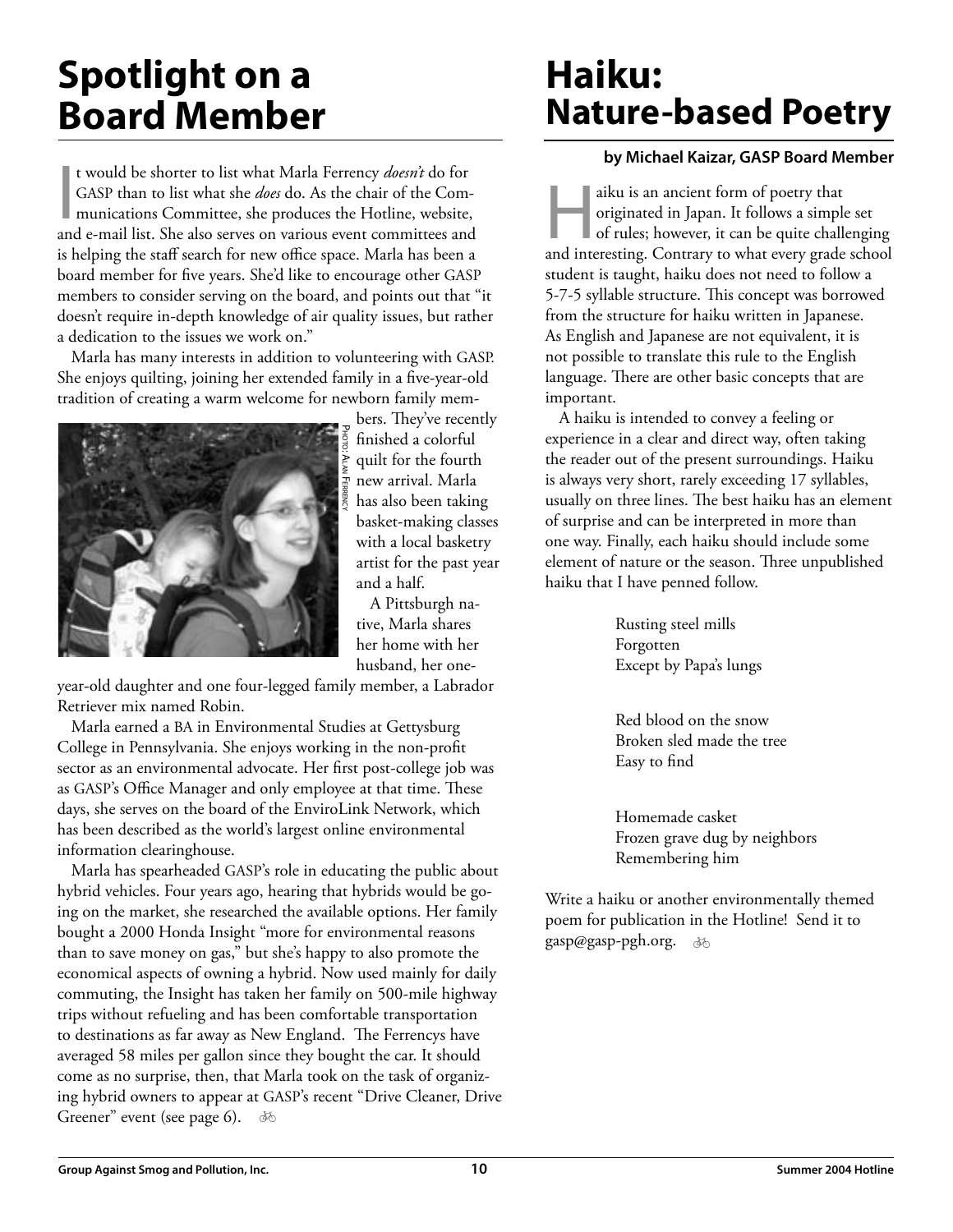# Spotlight on a Board Member

It would be shorter to list what Marla Ferrency *doesn't* do for GASP than to list what she *does* do. As the chair of the Communications Committee, she produces the Hotline, website, and e-mail list. She also serves on various event committees and is helping the staff search for new office space. Marla has been a board member for five years. She'd like to encourage other GASP members to consider serving on the board, and points out that "it doesn't require in-depth knowledge of air quality issues, but rather a dedication to the issues we work on."

Marla has many interests in addition to volunteering with GASP. She enjoys quilting, joining her extended family in a five-year-old tradition of creating a warm welcome for newborn family members. They've recently finished a colorful quilt for the fourth new arrival. Marla has also been taking basket-making classes with a local basketry artist for the past year and a half.

Photo: Alan Ferrency

A Pittsburgh native, Marla shares her home with her husband, her one-year-old daughter and one four-legged family member, a Labrador Retriever mix named Robin.

Marla earned a BA in Environmental Studies at Gettysburg College in Pennsylvania. She enjoys working in the non-profit sector as an environmental advocate. Her first post-college job was as GASP's Office Manager and only employee at that time. These days, she serves on the board of the EnviroLink Network, which has been described as the world's largest online environmental information clearinghouse.

Marla has spearheaded GASP's role in educating the public about hybrid vehicles. Four years ago, hearing that hybrids would be going on the market, she researched the available options. Her family bought a 2000 Honda Insight "more for environmental reasons than to save money on gas," but she's happy to also promote the economical aspects of owning a hybrid. Now used mainly for daily commuting, the Insight has taken her family on 500-mile highway trips without refueling and has been comfortable transportation to destinations as far away as New England. The Ferrencys have averaged 58 miles per gallon since they bought the car. It should come as no surprise, then, that Marla took on the task of organizing hybrid owners to appear at GASP's recent "Drive Cleaner, Drive Greener" event (see page 6).

# Haiku: Nature-based Poetry

**by Michael Kaizar, GASP Board Member**

Haiku is an ancient form of poetry that originated in Japan. It follows a simple set of rules; however, it can be quite challenging and interesting. Contrary to what every grade school student is taught, haiku does not need to follow a 5-7-5 syllable structure. This concept was borrowed from the structure for haiku written in Japanese. As English and Japanese are not equivalent, it is not possible to translate this rule to the English language. There are other basic concepts that are important.

A haiku is intended to convey a feeling or experience in a clear and direct way, often taking the reader out of the present surroundings. Haiku is always very short, rarely exceeding 17 syllables, usually on three lines. The best haiku has an element of surprise and can be interpreted in more than one way. Finally, each haiku should include some element of nature or the season. Three unpublished haiku that I have penned follow.

Rusting steel mills  
Forgotten  
Except by Papa's lungs

Red blood on the snow  
Broken sled made the tree  
Easy to find

Homemade casket  
Frozen grave dug by neighbors  
Remembering him

Write a haiku or another environmentally themed poem for publication in the Hotline! Send it to gasp@gasp-pgh.org.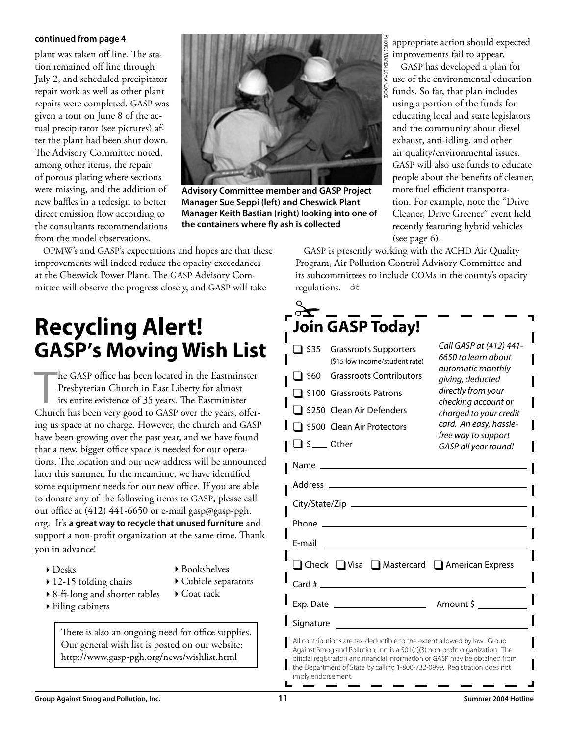**continued from page 4**

plant was taken off line. The station remained off line through July 2, and scheduled precipitator repair work as well as other plant repairs were completed. GASP was given a tour on June 8 of the actual precipitator (see pictures) after the plant had been shut down. The Advisory Committee noted, among other items, the repair of porous plating where sections were missing, and the addition of new baffles in a redesign to better direct emission flow according to the consultants recommendations from the model observations.

Photo: Maren Leyla Cooke

**Advisory Committee member and GASP Project Manager Sue Seppi (left) and Cheswick Plant Manager Keith Bastian (right) looking into one of the containers where fly ash is collected**

OPMW's and GASP's expectations and hopes are that these improvements will indeed reduce the opacity exceedances at the Cheswick Power Plant. The GASP Advisory Committee will observe the progress closely, and GASP will take appropriate action should expected improvements fail to appear.

GASP has developed a plan for use of the environmental education funds. So far, that plan includes using a portion of the funds for educating local and state legislators and the community about diesel exhaust, anti-idling, and other air quality/environmental issues. GASP will also use funds to educate people about the benefits of cleaner, more fuel efficient transportation. For example, note the "Drive Cleaner, Drive Greener" event held recently featuring hybrid vehicles (see page 6).

GASP is presently working with the ACHD Air Quality Program, Air Pollution Control Advisory Committee and its subcommittees to include COMs in the county's opacity regulations.

# Recycling Alert!

## GASP's Moving Wish List

The GASP office has been located in the Eastminster Presbyterian Church in East Liberty for almost its entire existence of 35 years. The Eastminister Church has been very good to GASP over the years, offering us space at no charge. However, the church and GASP have been growing over the past year, and we have found that a new, bigger office space is needed for our operations. The location and our new address will be announced later this summer. In the meantime, we have identified some equipment needs for our new office. If you are able to donate any of the following items to GASP, please call our office at (412) 441-6650 or e-mail gasp@gasp-pgh.org. It's **a great way to recycle that unused furniture** and support a non-profit organization at the same time. Thank you in advance!

- Desks
- 12-15 folding chairs
- 8-ft-long and shorter tables
- Filing cabinets
- Bookshelves
- Cubicle separators
- Coat rack

There is also an ongoing need for office supplies. Our general wish list is posted on our website: http://www.gasp-pgh.org/news/wishlist.html

## Join GASP Today!

- ❑ $35 Grassroots Supporters (\$15 low income/student rate)
- ❑ $60 Grassroots Contributors
- ❑ $100 Grassroots Patrons
- ❑ $250 Clean Air Defenders
- ❑ $500 Clean Air Protectors
- ❑ $___ Other

*Call GASP at (412) 441-6650 to learn about automatic monthly giving, deducted directly from your checking account or charged to your credit card. An easy, hassle-free way to support GASP all year round!*

Name ____________________

Address ____________________

City/State/Zip ____________________

Phone ____________________

E-mail ____________________

❑ Check ❑ Visa ❑ Mastercard ❑ American Express

Card # ____________________

Exp. Date ____________ Amount $ ________

Signature ____________________

All contributions are tax-deductible to the extent allowed by law. Group Against Smog and Pollution, Inc. is a 501(c)(3) non-profit organization. The official registration and financial information of GASP may be obtained from the Department of State by calling 1-800-732-0999. Registration does not imply endorsement.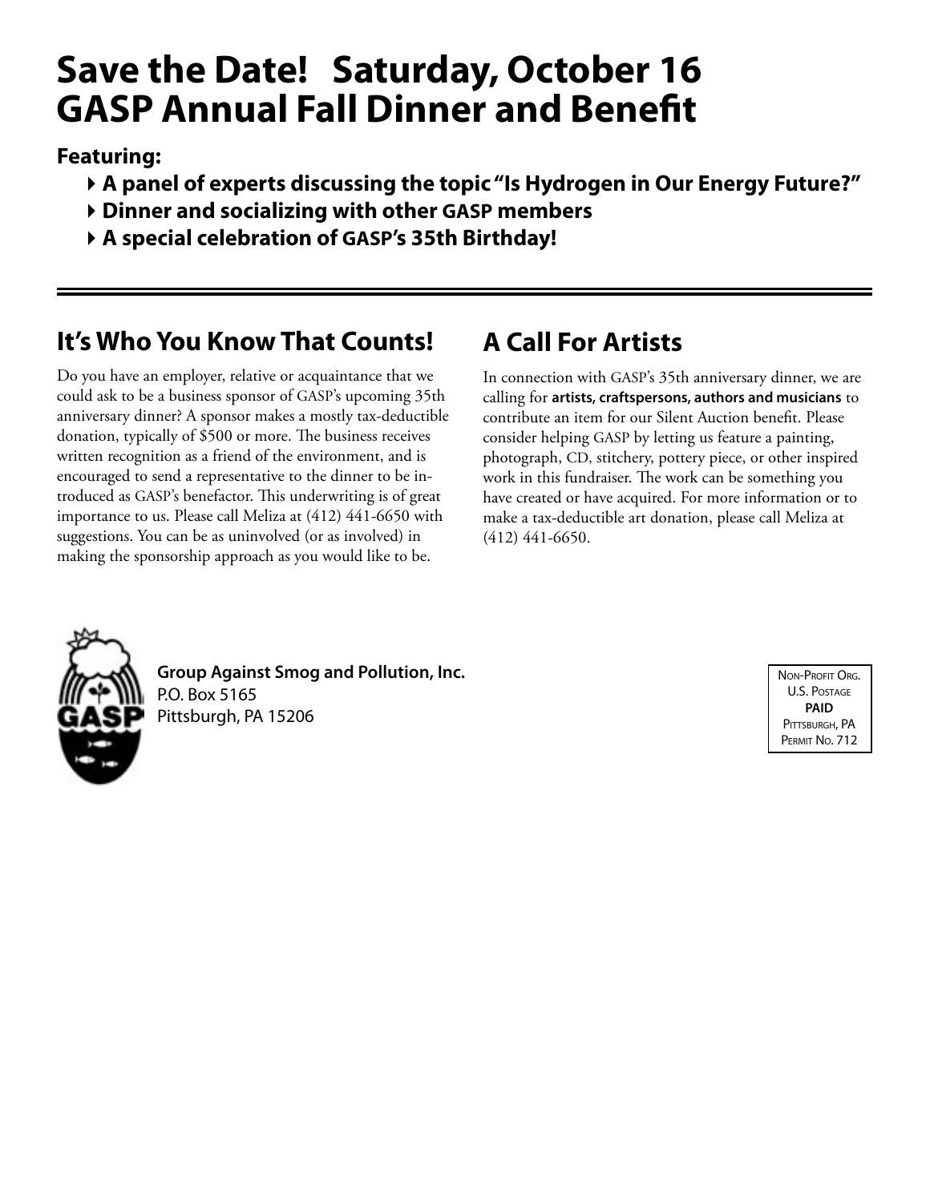# Save the Date! Saturday, October 16
# GASP Annual Fall Dinner and Benefit

**Featuring:**

- **A panel of experts discussing the topic "Is Hydrogen in Our Energy Future?"**
- **Dinner and socializing with other GASP members**
- **A special celebration of GASP's 35th Birthday!**

## It's Who You Know That Counts!

Do you have an employer, relative or acquaintance that we could ask to be a business sponsor of GASP's upcoming 35th anniversary dinner? A sponsor makes a mostly tax-deductible donation, typically of $500 or more. The business receives written recognition as a friend of the environment, and is encouraged to send a representative to the dinner to be introduced as GASP's benefactor. This underwriting is of great importance to us. Please call Meliza at (412) 441-6650 with suggestions. You can be as uninvolved (or as involved) in making the sponsorship approach as you would like to be.

## A Call For Artists

In connection with GASP's 35th anniversary dinner, we are calling for **artists, craftspersons, authors and musicians** to contribute an item for our Silent Auction benefit. Please consider helping GASP by letting us feature a painting, photograph, CD, stitchery, pottery piece, or other inspired work in this fundraiser. The work can be something you have created or have acquired. For more information or to make a tax-deductible art donation, please call Meliza at (412) 441-6650.

**Group Against Smog and Pollution, Inc.**
P.O. Box 5165
Pittsburgh, PA 15206

Non-Profit Org.
U.S. Postage
**PAID**
Pittsburgh, PA
Permit No. 712